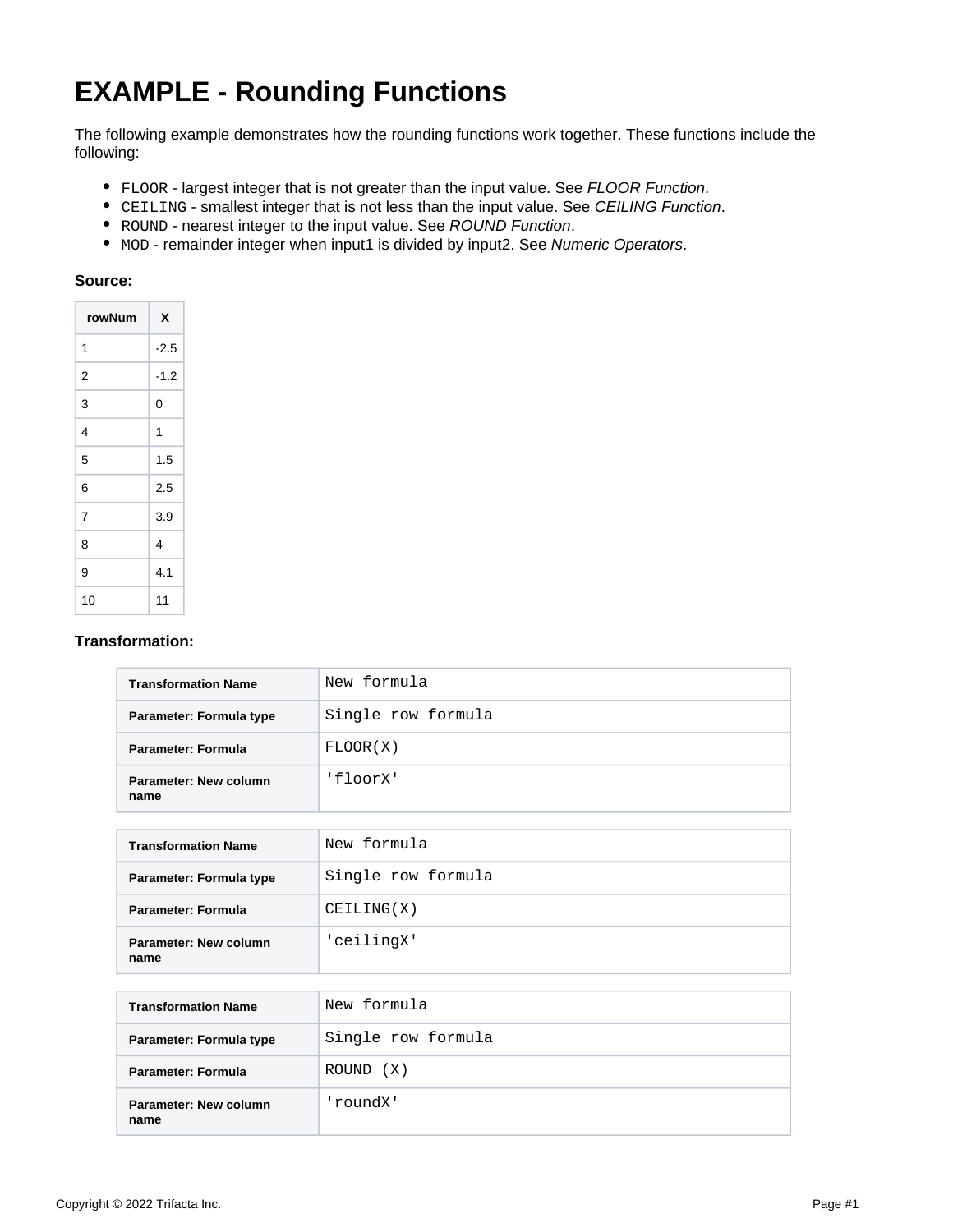# EXAMPLE - Rounding Functions

The following example demonstrates how the rounding functions work together. These functions include the following:

- `FLOOR` - largest integer that is not greater than the input value. See *FLOOR Function*.
- `CEILING` - smallest integer that is not less than the input value. See *CEILING Function*.
- `ROUND` - nearest integer to the input value. See *ROUND Function*.
- `MOD` - remainder integer when input1 is divided by input2. See *Numeric Operators*.

**Source:**

| rowNum | X |
|---|---|
| 1 | -2.5 |
| 2 | -1.2 |
| 3 | 0 |
| 4 | 1 |
| 5 | 1.5 |
| 6 | 2.5 |
| 7 | 3.9 |
| 8 | 4 |
| 9 | 4.1 |
| 10 | 11 |

**Transformation:**

| Transformation Name | `New formula` |
|---|---|
| Parameter: Formula type | `Single row formula` |
| Parameter: Formula | `FLOOR(X)` |
| Parameter: New column name | `'floorX'` |

| Transformation Name | `New formula` |
|---|---|
| Parameter: Formula type | `Single row formula` |
| Parameter: Formula | `CEILING(X)` |
| Parameter: New column name | `'ceilingX'` |

| Transformation Name | `New formula` |
|---|---|
| Parameter: Formula type | `Single row formula` |
| Parameter: Formula | `ROUND (X)` |
| Parameter: New column name | `'roundX'` |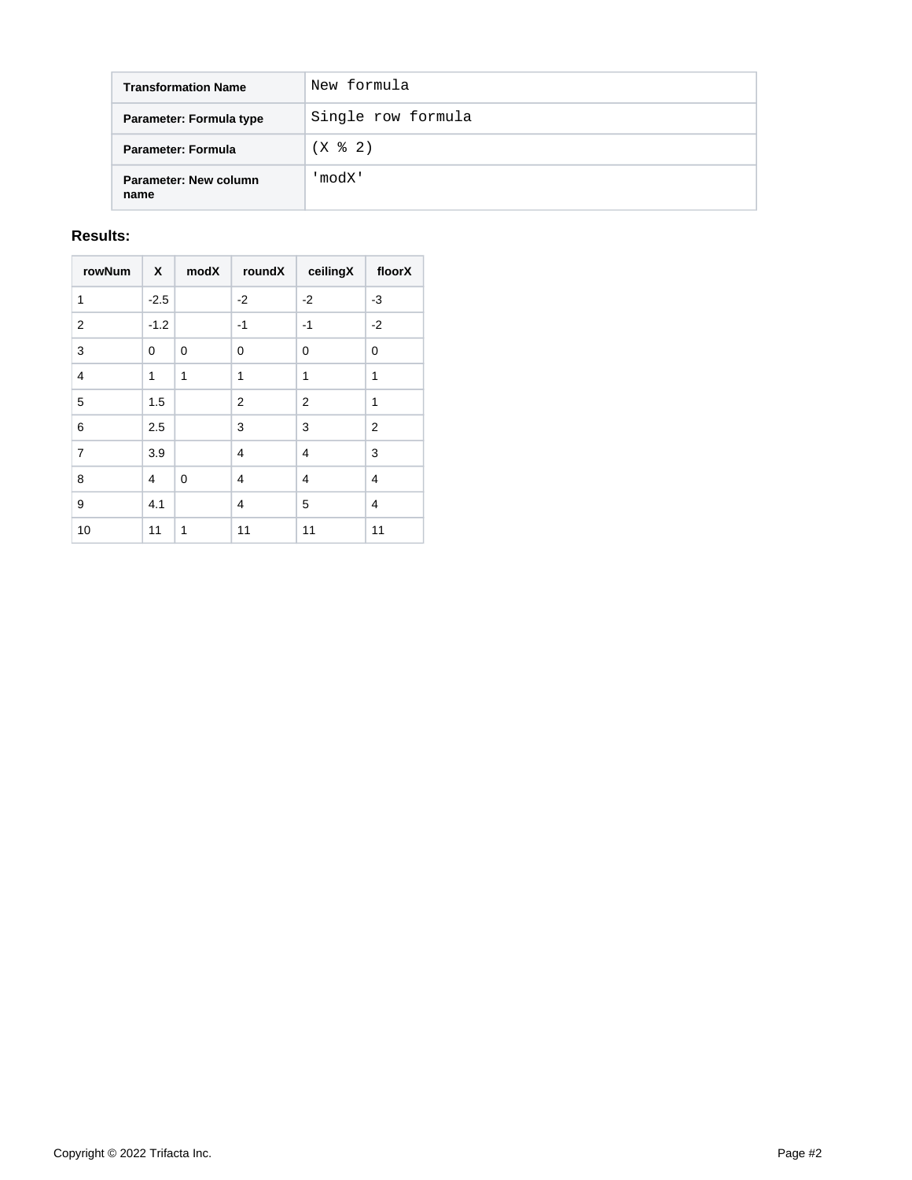| | |
|---|---|
| **Transformation Name** | `New formula` |
| **Parameter: Formula type** | `Single row formula` |
| **Parameter: Formula** | `(X % 2)` |
| **Parameter: New column name** | `'modX'` |

**Results:**

| rowNum | X | modX | roundX | ceilingX | floorX |
|---|---|---|---|---|---|
| 1 | -2.5 | | -2 | -2 | -3 |
| 2 | -1.2 | | -1 | -1 | -2 |
| 3 | 0 | 0 | 0 | 0 | 0 |
| 4 | 1 | 1 | 1 | 1 | 1 |
| 5 | 1.5 | | 2 | 2 | 1 |
| 6 | 2.5 | | 3 | 3 | 2 |
| 7 | 3.9 | | 4 | 4 | 3 |
| 8 | 4 | 0 | 4 | 4 | 4 |
| 9 | 4.1 | | 4 | 5 | 4 |
| 10 | 11 | 1 | 11 | 11 | 11 |

Copyright © 2022 Trifacta Inc.